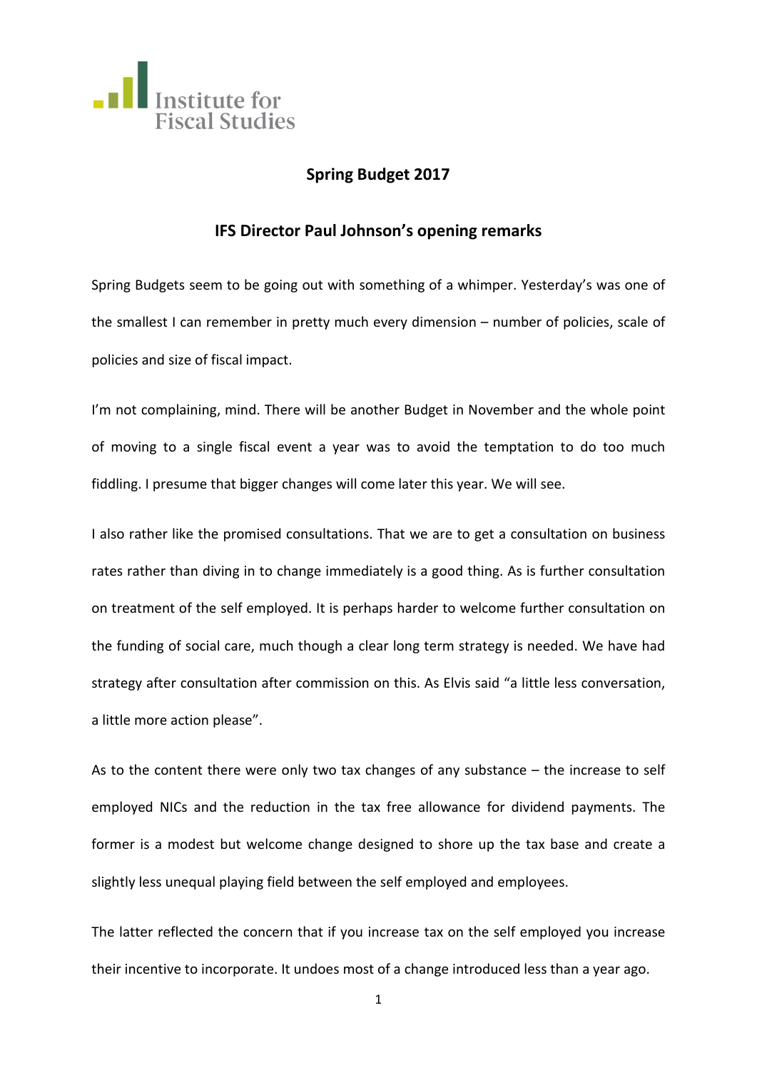# Spring Budget 2017

## IFS Director Paul Johnson's opening remarks

Spring Budgets seem to be going out with something of a whimper. Yesterday's was one of the smallest I can remember in pretty much every dimension – number of policies, scale of policies and size of fiscal impact.

I'm not complaining, mind. There will be another Budget in November and the whole point of moving to a single fiscal event a year was to avoid the temptation to do too much fiddling. I presume that bigger changes will come later this year. We will see.

I also rather like the promised consultations. That we are to get a consultation on business rates rather than diving in to change immediately is a good thing. As is further consultation on treatment of the self employed. It is perhaps harder to welcome further consultation on the funding of social care, much though a clear long term strategy is needed. We have had strategy after consultation after commission on this. As Elvis said "a little less conversation, a little more action please".

As to the content there were only two tax changes of any substance – the increase to self employed NICs and the reduction in the tax free allowance for dividend payments. The former is a modest but welcome change designed to shore up the tax base and create a slightly less unequal playing field between the self employed and employees.

The latter reflected the concern that if you increase tax on the self employed you increase their incentive to incorporate. It undoes most of a change introduced less than a year ago.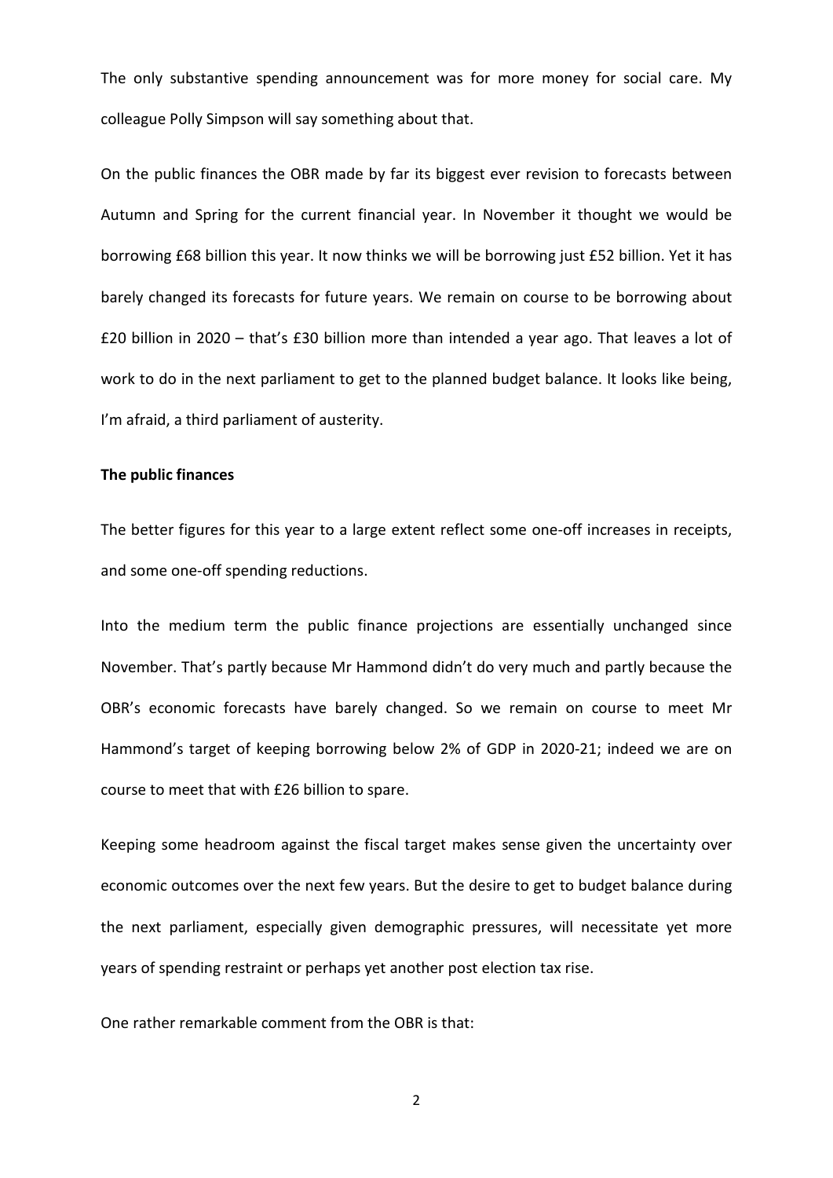The only substantive spending announcement was for more money for social care. My colleague Polly Simpson will say something about that.

On the public finances the OBR made by far its biggest ever revision to forecasts between Autumn and Spring for the current financial year. In November it thought we would be borrowing £68 billion this year. It now thinks we will be borrowing just £52 billion. Yet it has barely changed its forecasts for future years. We remain on course to be borrowing about £20 billion in 2020 – that's £30 billion more than intended a year ago. That leaves a lot of work to do in the next parliament to get to the planned budget balance. It looks like being, I'm afraid, a third parliament of austerity.

**The public finances**

The better figures for this year to a large extent reflect some one-off increases in receipts, and some one-off spending reductions.

Into the medium term the public finance projections are essentially unchanged since November. That's partly because Mr Hammond didn't do very much and partly because the OBR's economic forecasts have barely changed. So we remain on course to meet Mr Hammond's target of keeping borrowing below 2% of GDP in 2020-21; indeed we are on course to meet that with £26 billion to spare.

Keeping some headroom against the fiscal target makes sense given the uncertainty over economic outcomes over the next few years. But the desire to get to budget balance during the next parliament, especially given demographic pressures, will necessitate yet more years of spending restraint or perhaps yet another post election tax rise.

One rather remarkable comment from the OBR is that: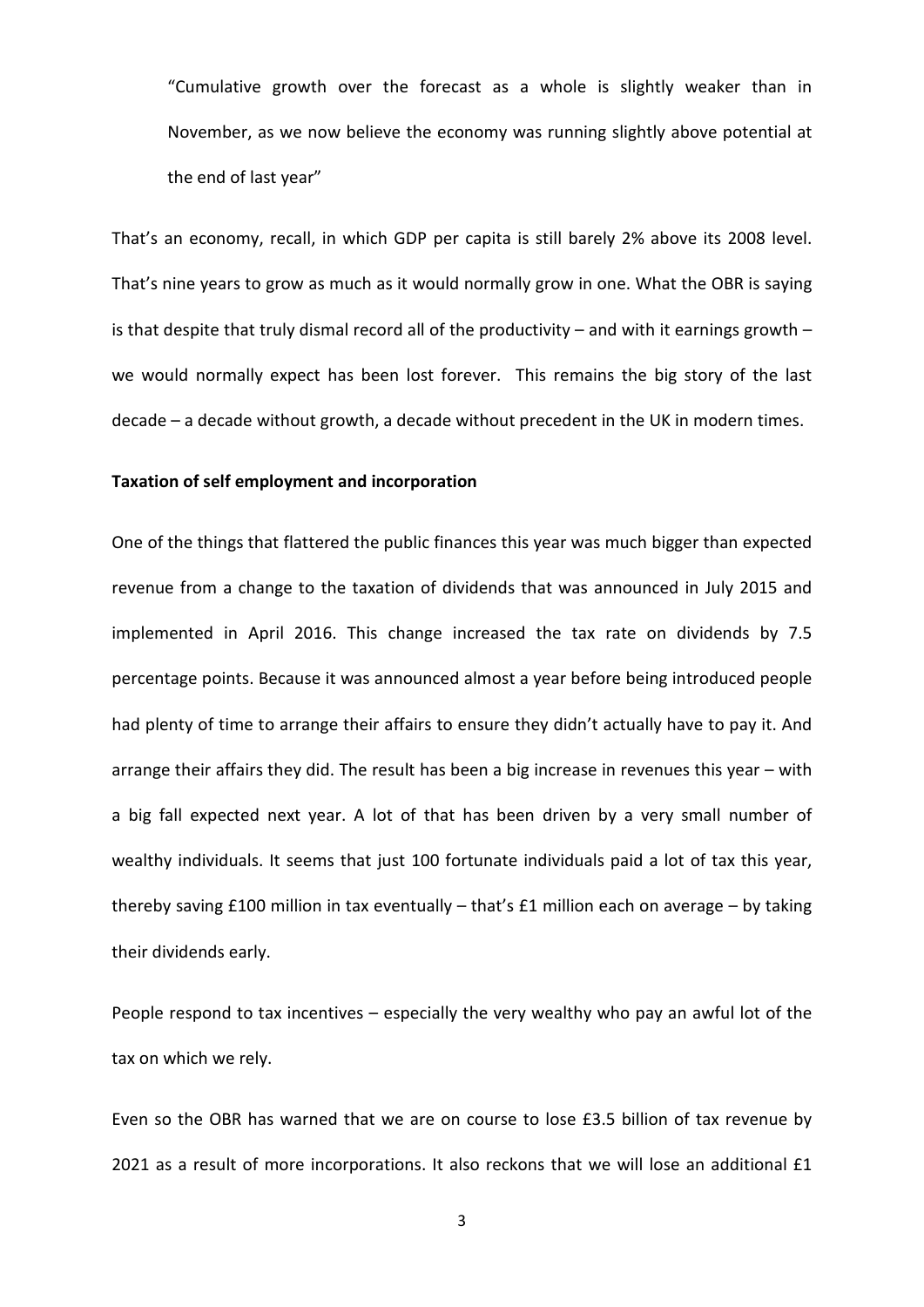> "Cumulative growth over the forecast as a whole is slightly weaker than in November, as we now believe the economy was running slightly above potential at the end of last year"

That's an economy, recall, in which GDP per capita is still barely 2% above its 2008 level. That's nine years to grow as much as it would normally grow in one. What the OBR is saying is that despite that truly dismal record all of the productivity – and with it earnings growth – we would normally expect has been lost forever. This remains the big story of the last decade – a decade without growth, a decade without precedent in the UK in modern times.

**Taxation of self employment and incorporation**

One of the things that flattered the public finances this year was much bigger than expected revenue from a change to the taxation of dividends that was announced in July 2015 and implemented in April 2016. This change increased the tax rate on dividends by 7.5 percentage points. Because it was announced almost a year before being introduced people had plenty of time to arrange their affairs to ensure they didn't actually have to pay it. And arrange their affairs they did. The result has been a big increase in revenues this year – with a big fall expected next year. A lot of that has been driven by a very small number of wealthy individuals. It seems that just 100 fortunate individuals paid a lot of tax this year, thereby saving £100 million in tax eventually – that's £1 million each on average – by taking their dividends early.

People respond to tax incentives – especially the very wealthy who pay an awful lot of the tax on which we rely.

Even so the OBR has warned that we are on course to lose £3.5 billion of tax revenue by 2021 as a result of more incorporations. It also reckons that we will lose an additional £1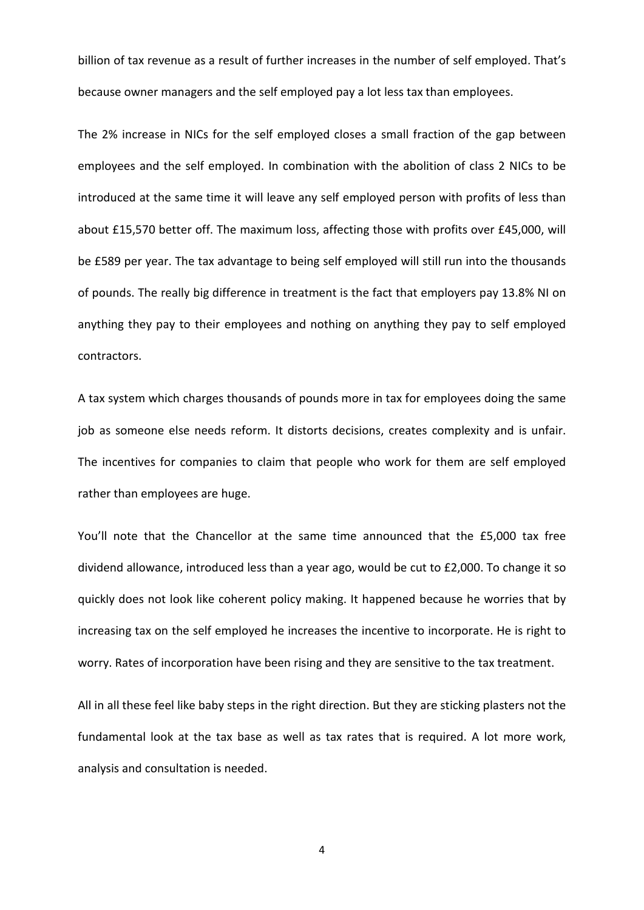billion of tax revenue as a result of further increases in the number of self employed. That's because owner managers and the self employed pay a lot less tax than employees.

The 2% increase in NICs for the self employed closes a small fraction of the gap between employees and the self employed. In combination with the abolition of class 2 NICs to be introduced at the same time it will leave any self employed person with profits of less than about £15,570 better off. The maximum loss, affecting those with profits over £45,000, will be £589 per year. The tax advantage to being self employed will still run into the thousands of pounds. The really big difference in treatment is the fact that employers pay 13.8% NI on anything they pay to their employees and nothing on anything they pay to self employed contractors.

A tax system which charges thousands of pounds more in tax for employees doing the same job as someone else needs reform. It distorts decisions, creates complexity and is unfair. The incentives for companies to claim that people who work for them are self employed rather than employees are huge.

You'll note that the Chancellor at the same time announced that the £5,000 tax free dividend allowance, introduced less than a year ago, would be cut to £2,000. To change it so quickly does not look like coherent policy making. It happened because he worries that by increasing tax on the self employed he increases the incentive to incorporate. He is right to worry. Rates of incorporation have been rising and they are sensitive to the tax treatment.

All in all these feel like baby steps in the right direction. But they are sticking plasters not the fundamental look at the tax base as well as tax rates that is required. A lot more work, analysis and consultation is needed.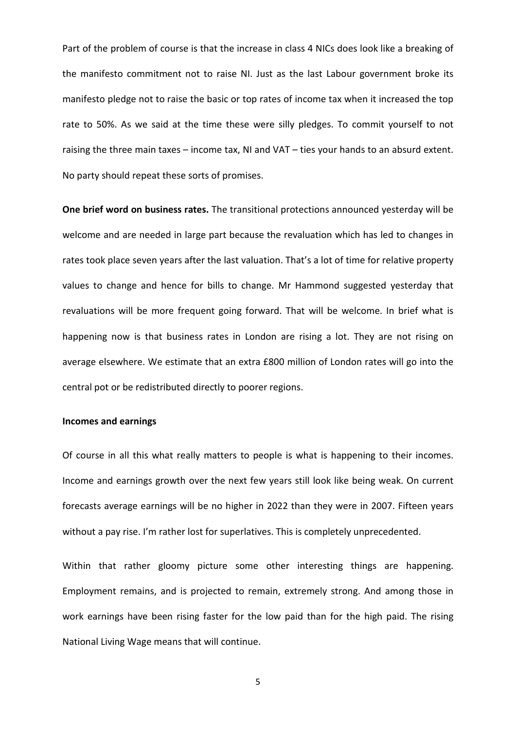Part of the problem of course is that the increase in class 4 NICs does look like a breaking of the manifesto commitment not to raise NI. Just as the last Labour government broke its manifesto pledge not to raise the basic or top rates of income tax when it increased the top rate to 50%. As we said at the time these were silly pledges. To commit yourself to not raising the three main taxes – income tax, NI and VAT – ties your hands to an absurd extent. No party should repeat these sorts of promises.

**One brief word on business rates.** The transitional protections announced yesterday will be welcome and are needed in large part because the revaluation which has led to changes in rates took place seven years after the last valuation. That's a lot of time for relative property values to change and hence for bills to change. Mr Hammond suggested yesterday that revaluations will be more frequent going forward. That will be welcome. In brief what is happening now is that business rates in London are rising a lot. They are not rising on average elsewhere. We estimate that an extra £800 million of London rates will go into the central pot or be redistributed directly to poorer regions.

**Incomes and earnings**

Of course in all this what really matters to people is what is happening to their incomes. Income and earnings growth over the next few years still look like being weak. On current forecasts average earnings will be no higher in 2022 than they were in 2007. Fifteen years without a pay rise. I'm rather lost for superlatives. This is completely unprecedented.

Within that rather gloomy picture some other interesting things are happening. Employment remains, and is projected to remain, extremely strong. And among those in work earnings have been rising faster for the low paid than for the high paid. The rising National Living Wage means that will continue.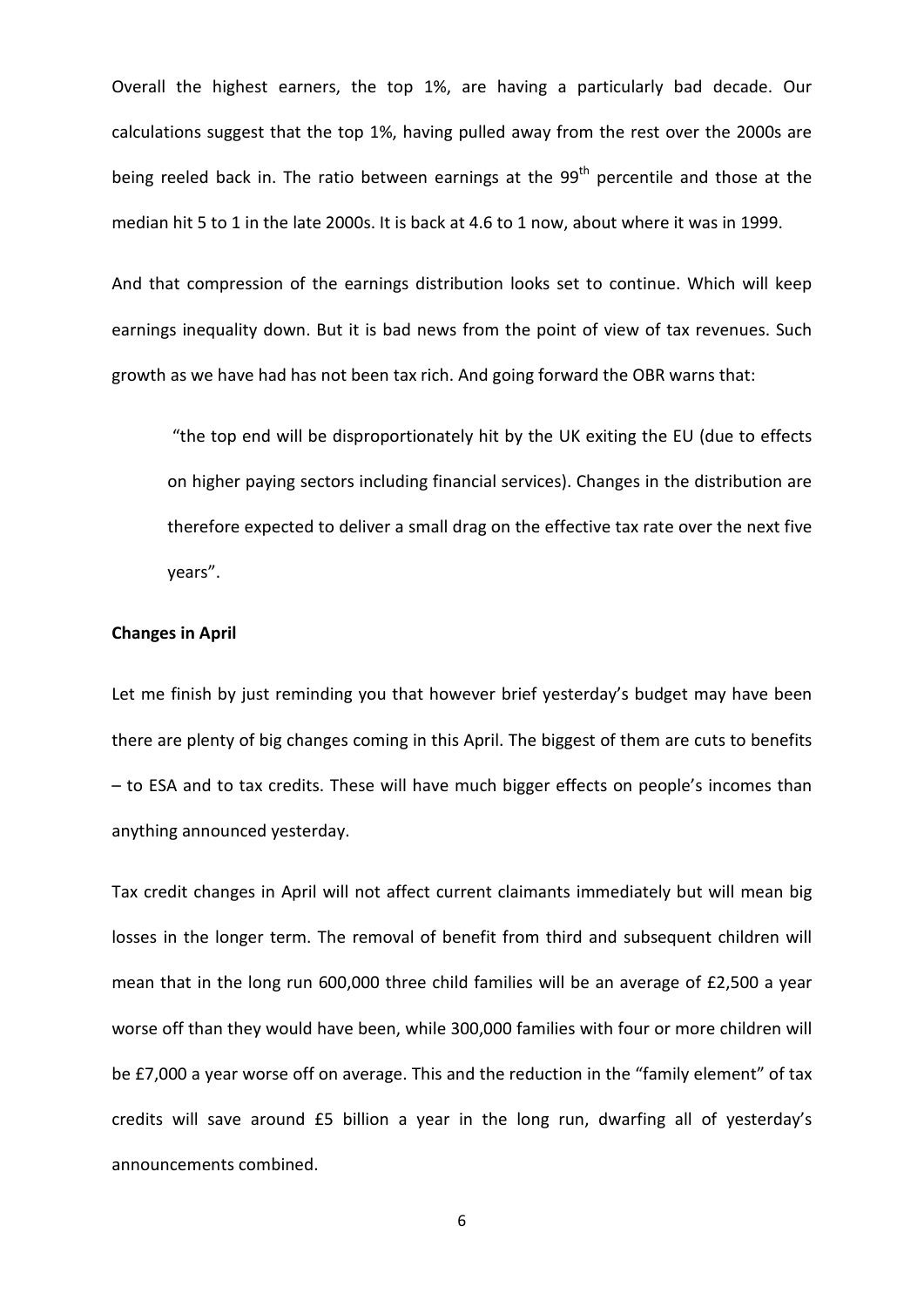Overall the highest earners, the top 1%, are having a particularly bad decade. Our calculations suggest that the top 1%, having pulled away from the rest over the 2000s are being reeled back in. The ratio between earnings at the 99$^{th}$ percentile and those at the median hit 5 to 1 in the late 2000s. It is back at 4.6 to 1 now, about where it was in 1999.

And that compression of the earnings distribution looks set to continue. Which will keep earnings inequality down. But it is bad news from the point of view of tax revenues. Such growth as we have had has not been tax rich. And going forward the OBR warns that:

> "the top end will be disproportionately hit by the UK exiting the EU (due to effects on higher paying sectors including financial services). Changes in the distribution are therefore expected to deliver a small drag on the effective tax rate over the next five years".

**Changes in April**

Let me finish by just reminding you that however brief yesterday's budget may have been there are plenty of big changes coming in this April. The biggest of them are cuts to benefits – to ESA and to tax credits. These will have much bigger effects on people's incomes than anything announced yesterday.

Tax credit changes in April will not affect current claimants immediately but will mean big losses in the longer term. The removal of benefit from third and subsequent children will mean that in the long run 600,000 three child families will be an average of £2,500 a year worse off than they would have been, while 300,000 families with four or more children will be £7,000 a year worse off on average. This and the reduction in the "family element" of tax credits will save around £5 billion a year in the long run, dwarfing all of yesterday's announcements combined.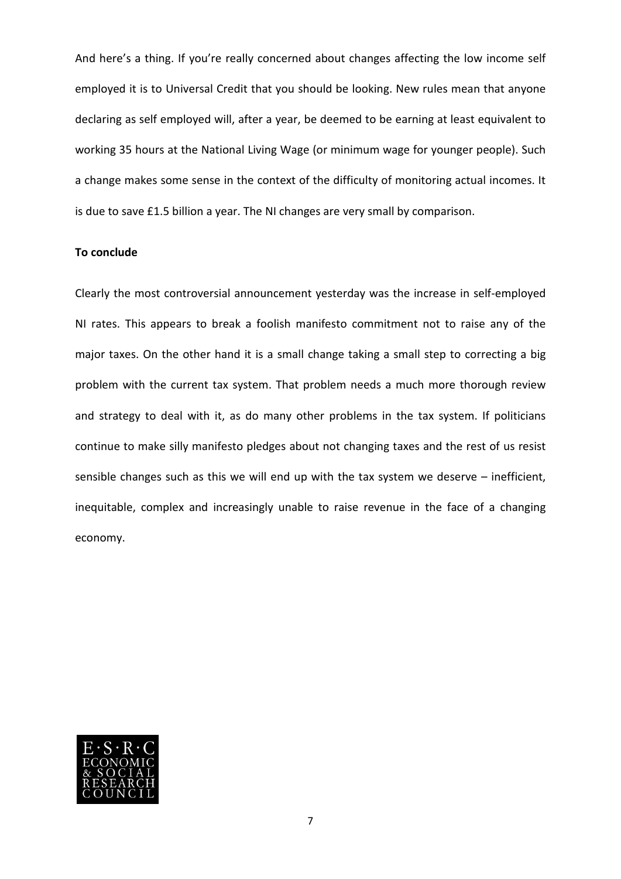And here's a thing. If you're really concerned about changes affecting the low income self employed it is to Universal Credit that you should be looking. New rules mean that anyone declaring as self employed will, after a year, be deemed to be earning at least equivalent to working 35 hours at the National Living Wage (or minimum wage for younger people). Such a change makes some sense in the context of the difficulty of monitoring actual incomes. It is due to save £1.5 billion a year. The NI changes are very small by comparison.

**To conclude**

Clearly the most controversial announcement yesterday was the increase in self-employed NI rates. This appears to break a foolish manifesto commitment not to raise any of the major taxes. On the other hand it is a small change taking a small step to correcting a big problem with the current tax system. That problem needs a much more thorough review and strategy to deal with it, as do many other problems in the tax system. If politicians continue to make silly manifesto pledges about not changing taxes and the rest of us resist sensible changes such as this we will end up with the tax system we deserve – inefficient, inequitable, complex and increasingly unable to raise revenue in the face of a changing economy.

E·S·R·C
ECONOMIC
& SOCIAL
RESEARCH
COUNCIL